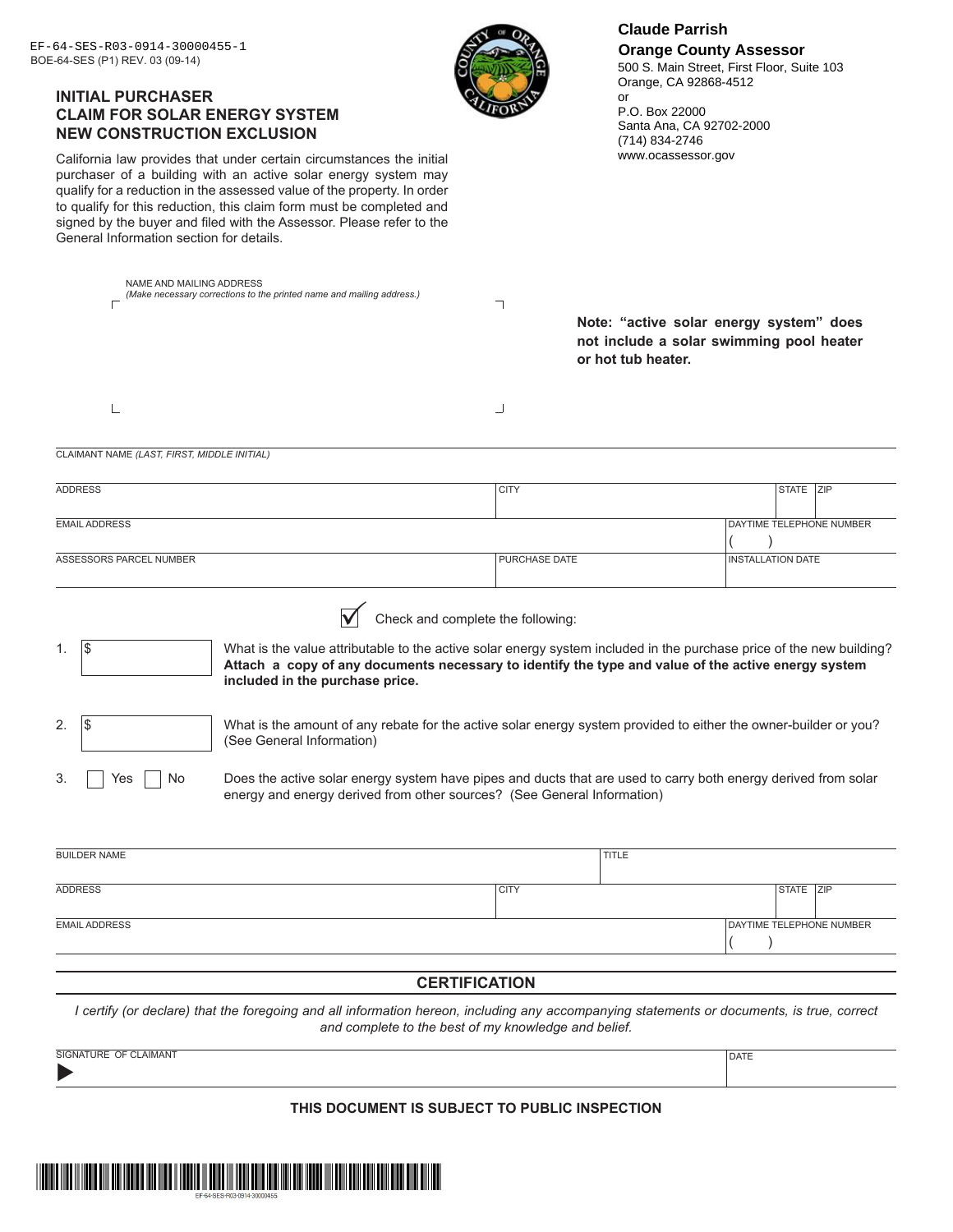EF-64-SES-R03-0914-30000455-1
BOE-64-SES (P1) REV. 03 (09-14)

# INITIAL PURCHASER CLAIM FOR SOLAR ENERGY SYSTEM NEW CONSTRUCTION EXCLUSION

**Claude Parrish**
**Orange County Assessor**
500 S. Main Street, First Floor, Suite 103
Orange, CA 92868-4512
or
P.O. Box 22000
Santa Ana, CA 92702-2000
(714) 834-2746
www.ocassessor.gov

California law provides that under certain circumstances the initial purchaser of a building with an active solar energy system may qualify for a reduction in the assessed value of the property. In order to qualify for this reduction, this claim form must be completed and signed by the buyer and filed with the Assessor. Please refer to the General Information section for details.

NAME AND MAILING ADDRESS
*(Make necessary corrections to the printed name and mailing address.)*

**Note: "active solar energy system" does not include a solar swimming pool heater or hot tub heater.**

| CLAIMANT NAME *(LAST, FIRST, MIDDLE INITIAL)* | | | |
|---|---|---|---|
| ADDRESS | CITY | STATE | ZIP |
| EMAIL ADDRESS | | DAYTIME TELEPHONE NUMBER ( ) | |
| ASSESSORS PARCEL NUMBER | PURCHASE DATE | INSTALLATION DATE | |

☑ Check and complete the following:

1. $ ______ What is the value attributable to the active solar energy system included in the purchase price of the new building? **Attach a copy of any documents necessary to identify the type and value of the active energy system included in the purchase price.**

2. $ ______ What is the amount of any rebate for the active solar energy system provided to either the owner-builder or you? (See General Information)

3. ☐ Yes ☐ No Does the active solar energy system have pipes and ducts that are used to carry both energy derived from solar energy and energy derived from other sources? (See General Information)

| BUILDER NAME | TITLE | | |
|---|---|---|---|
| ADDRESS | CITY | STATE | ZIP |
| EMAIL ADDRESS | | DAYTIME TELEPHONE NUMBER ( ) | |

## CERTIFICATION

*I certify (or declare) that the foregoing and all information hereon, including any accompanying statements or documents, is true, correct and complete to the best of my knowledge and belief.*

| SIGNATURE OF CLAIMANT | DATE |
|---|---|
| ▶ | |

**THIS DOCUMENT IS SUBJECT TO PUBLIC INSPECTION**

EF-64-SES-R03-0914-30000455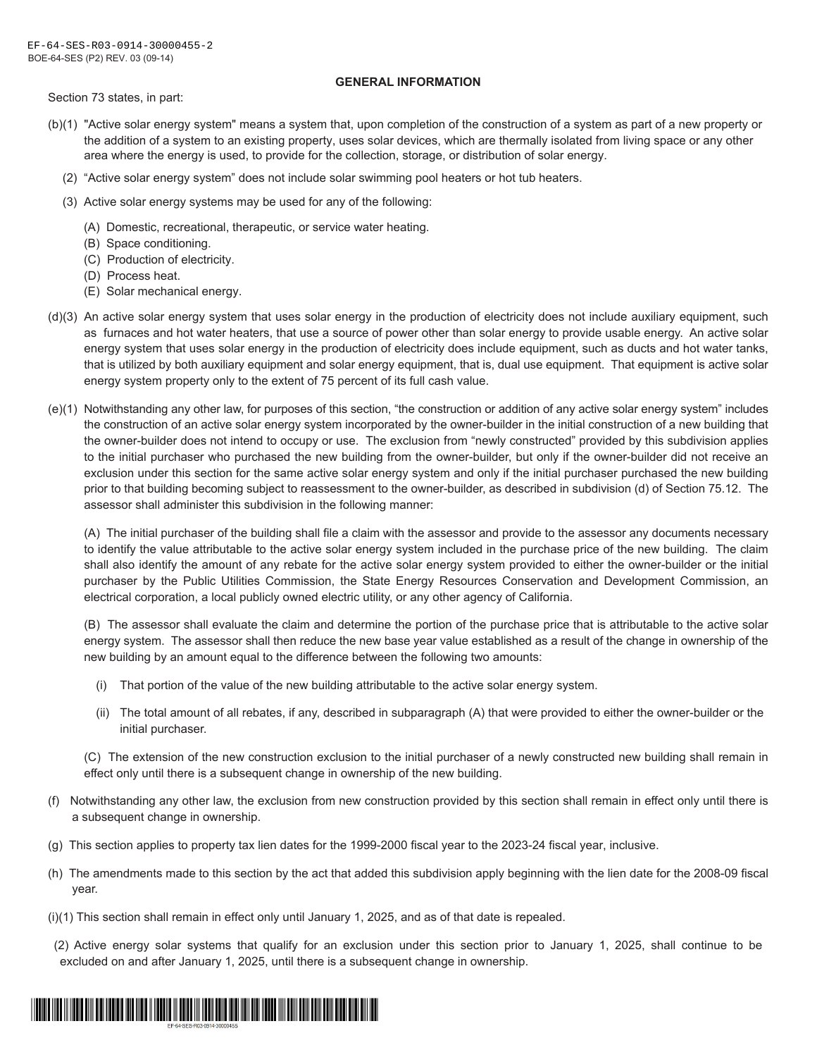## GENERAL INFORMATION

Section 73 states, in part:

(b)(1) "Active solar energy system" means a system that, upon completion of the construction of a system as part of a new property or the addition of a system to an existing property, uses solar devices, which are thermally isolated from living space or any other area where the energy is used, to provide for the collection, storage, or distribution of solar energy.

(2) "Active solar energy system" does not include solar swimming pool heaters or hot tub heaters.

(3) Active solar energy systems may be used for any of the following:

(A) Domestic, recreational, therapeutic, or service water heating.
(B) Space conditioning.
(C) Production of electricity.
(D) Process heat.
(E) Solar mechanical energy.

(d)(3) An active solar energy system that uses solar energy in the production of electricity does not include auxiliary equipment, such as furnaces and hot water heaters, that use a source of power other than solar energy to provide usable energy. An active solar energy system that uses solar energy in the production of electricity does include equipment, such as ducts and hot water tanks, that is utilized by both auxiliary equipment and solar energy equipment, that is, dual use equipment. That equipment is active solar energy system property only to the extent of 75 percent of its full cash value.

(e)(1) Notwithstanding any other law, for purposes of this section, "the construction or addition of any active solar energy system" includes the construction of an active solar energy system incorporated by the owner-builder in the initial construction of a new building that the owner-builder does not intend to occupy or use. The exclusion from "newly constructed" provided by this subdivision applies to the initial purchaser who purchased the new building from the owner-builder, but only if the owner-builder did not receive an exclusion under this section for the same active solar energy system and only if the initial purchaser purchased the new building prior to that building becoming subject to reassessment to the owner-builder, as described in subdivision (d) of Section 75.12. The assessor shall administer this subdivision in the following manner:

(A) The initial purchaser of the building shall file a claim with the assessor and provide to the assessor any documents necessary to identify the value attributable to the active solar energy system included in the purchase price of the new building. The claim shall also identify the amount of any rebate for the active solar energy system provided to either the owner-builder or the initial purchaser by the Public Utilities Commission, the State Energy Resources Conservation and Development Commission, an electrical corporation, a local publicly owned electric utility, or any other agency of California.

(B) The assessor shall evaluate the claim and determine the portion of the purchase price that is attributable to the active solar energy system. The assessor shall then reduce the new base year value established as a result of the change in ownership of the new building by an amount equal to the difference between the following two amounts:

(i) That portion of the value of the new building attributable to the active solar energy system.

(ii) The total amount of all rebates, if any, described in subparagraph (A) that were provided to either the owner-builder or the initial purchaser.

(C) The extension of the new construction exclusion to the initial purchaser of a newly constructed new building shall remain in effect only until there is a subsequent change in ownership of the new building.

(f) Notwithstanding any other law, the exclusion from new construction provided by this section shall remain in effect only until there is a subsequent change in ownership.

(g) This section applies to property tax lien dates for the 1999-2000 fiscal year to the 2023-24 fiscal year, inclusive.

(h) The amendments made to this section by the act that added this subdivision apply beginning with the lien date for the 2008-09 fiscal year.

(i)(1) This section shall remain in effect only until January 1, 2025, and as of that date is repealed.

(2) Active energy solar systems that qualify for an exclusion under this section prior to January 1, 2025, shall continue to be excluded on and after January 1, 2025, until there is a subsequent change in ownership.